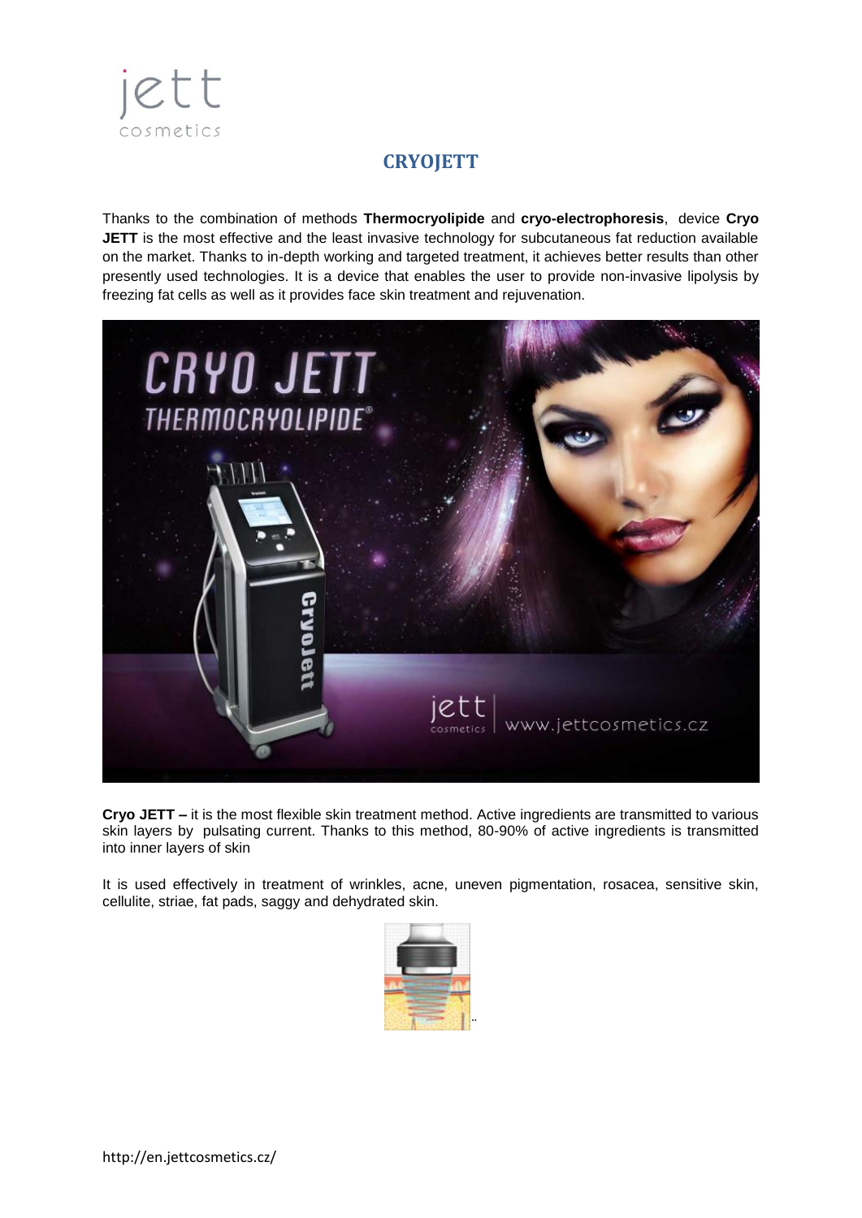# CRYOJETT

Thanks to the combination of methods **Thermocryolipide** and **cryo-electrophoresis**, device **Cryo JETT** is the most effective and the least invasive technology for subcutaneous fat reduction available on the market. Thanks to in-depth working and targeted treatment, it achieves better results than other presently used technologies. It is a device that enables the user to provide non-invasive lipolysis by freezing fat cells as well as it provides face skin treatment and rejuvenation.

**Cryo JETT –** it is the most flexible skin treatment method. Active ingredients are transmitted to various skin layers by pulsating current. Thanks to this method, 80-90% of active ingredients is transmitted into inner layers of skin

It is used effectively in treatment of wrinkles, acne, uneven pigmentation, rosacea, sensitive skin, cellulite, striae, fat pads, saggy and dehydrated skin.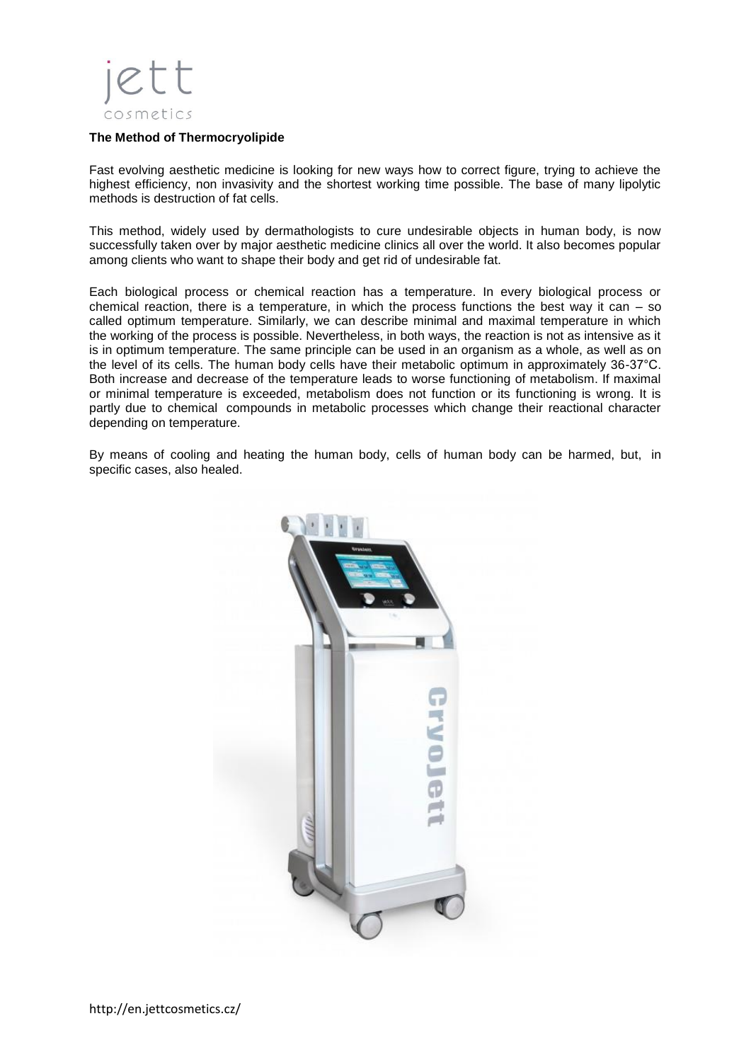**The Method of Thermocryolipide**

Fast evolving aesthetic medicine is looking for new ways how to correct figure, trying to achieve the highest efficiency, non invasivity and the shortest working time possible. The base of many lipolytic methods is destruction of fat cells.

This method, widely used by dermathologists to cure undesirable objects in human body, is now successfully taken over by major aesthetic medicine clinics all over the world. It also becomes popular among clients who want to shape their body and get rid of undesirable fat.

Each biological process or chemical reaction has a temperature. In every biological process or chemical reaction, there is a temperature, in which the process functions the best way it can – so called optimum temperature. Similarly, we can describe minimal and maximal temperature in which the working of the process is possible. Nevertheless, in both ways, the reaction is not as intensive as it is in optimum temperature. The same principle can be used in an organism as a whole, as well as on the level of its cells. The human body cells have their metabolic optimum in approximately 36-37°C. Both increase and decrease of the temperature leads to worse functioning of metabolism. If maximal or minimal temperature is exceeded, metabolism does not function or its functioning is wrong. It is partly due to chemical compounds in metabolic processes which change their reactional character depending on temperature.

By means of cooling and heating the human body, cells of human body can be harmed, but, in specific cases, also healed.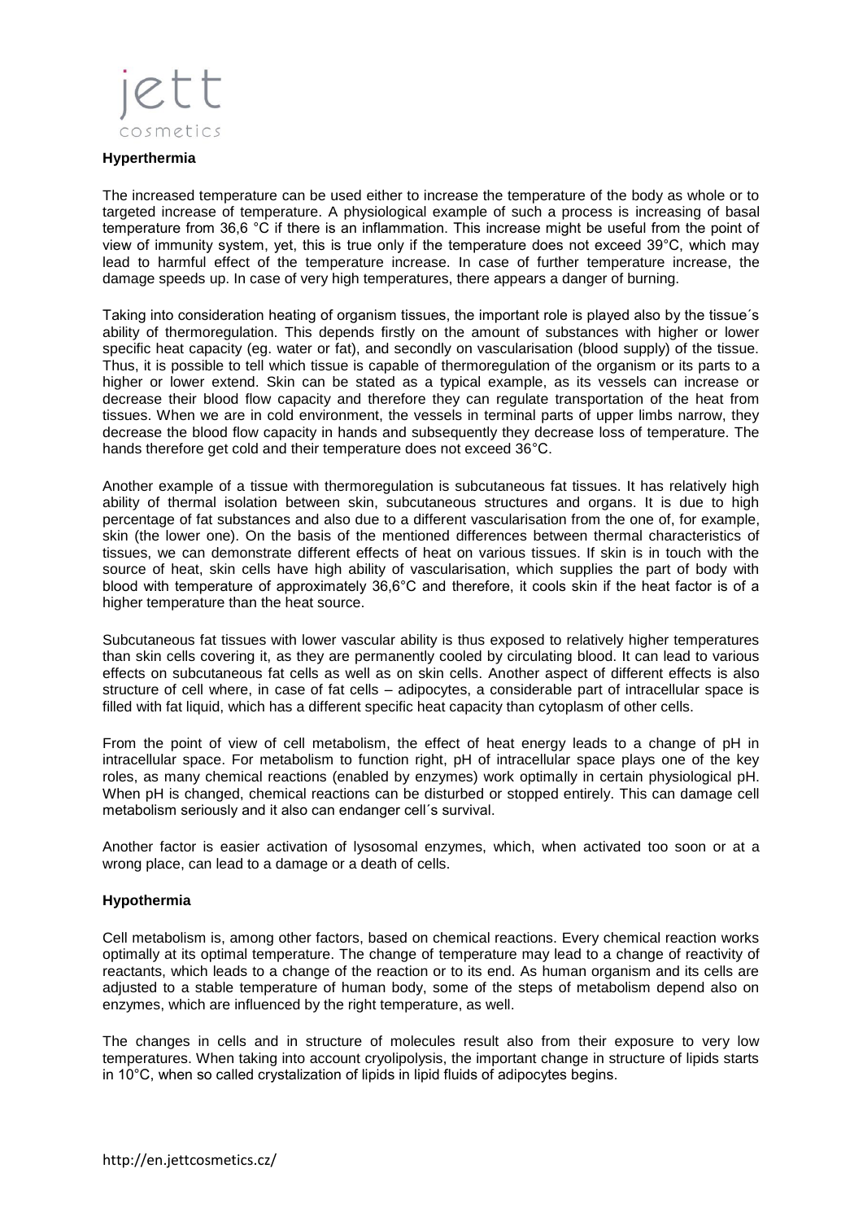## Hyperthermia

The increased temperature can be used either to increase the temperature of the body as whole or to targeted increase of temperature. A physiological example of such a process is increasing of basal temperature from 36,6 °C if there is an inflammation. This increase might be useful from the point of view of immunity system, yet, this is true only if the temperature does not exceed 39°C, which may lead to harmful effect of the temperature increase. In case of further temperature increase, the damage speeds up. In case of very high temperatures, there appears a danger of burning.

Taking into consideration heating of organism tissues, the important role is played also by the tissue´s ability of thermoregulation. This depends firstly on the amount of substances with higher or lower specific heat capacity (eg. water or fat), and secondly on vascularisation (blood supply) of the tissue. Thus, it is possible to tell which tissue is capable of thermoregulation of the organism or its parts to a higher or lower extend. Skin can be stated as a typical example, as its vessels can increase or decrease their blood flow capacity and therefore they can regulate transportation of the heat from tissues. When we are in cold environment, the vessels in terminal parts of upper limbs narrow, they decrease the blood flow capacity in hands and subsequently they decrease loss of temperature. The hands therefore get cold and their temperature does not exceed 36°C.

Another example of a tissue with thermoregulation is subcutaneous fat tissues. It has relatively high ability of thermal isolation between skin, subcutaneous structures and organs. It is due to high percentage of fat substances and also due to a different vascularisation from the one of, for example, skin (the lower one). On the basis of the mentioned differences between thermal characteristics of tissues, we can demonstrate different effects of heat on various tissues. If skin is in touch with the source of heat, skin cells have high ability of vascularisation, which supplies the part of body with blood with temperature of approximately 36,6°C and therefore, it cools skin if the heat factor is of a higher temperature than the heat source.

Subcutaneous fat tissues with lower vascular ability is thus exposed to relatively higher temperatures than skin cells covering it, as they are permanently cooled by circulating blood. It can lead to various effects on subcutaneous fat cells as well as on skin cells. Another aspect of different effects is also structure of cell where, in case of fat cells – adipocytes, a considerable part of intracellular space is filled with fat liquid, which has a different specific heat capacity than cytoplasm of other cells.

From the point of view of cell metabolism, the effect of heat energy leads to a change of pH in intracellular space. For metabolism to function right, pH of intracellular space plays one of the key roles, as many chemical reactions (enabled by enzymes) work optimally in certain physiological pH. When pH is changed, chemical reactions can be disturbed or stopped entirely. This can damage cell metabolism seriously and it also can endanger cell´s survival.

Another factor is easier activation of lysosomal enzymes, which, when activated too soon or at a wrong place, can lead to a damage or a death of cells.

## Hypothermia

Cell metabolism is, among other factors, based on chemical reactions. Every chemical reaction works optimally at its optimal temperature. The change of temperature may lead to a change of reactivity of reactants, which leads to a change of the reaction or to its end. As human organism and its cells are adjusted to a stable temperature of human body, some of the steps of metabolism depend also on enzymes, which are influenced by the right temperature, as well.

The changes in cells and in structure of molecules result also from their exposure to very low temperatures. When taking into account cryolipolysis, the important change in structure of lipids starts in 10°C, when so called crystalization of lipids in lipid fluids of adipocytes begins.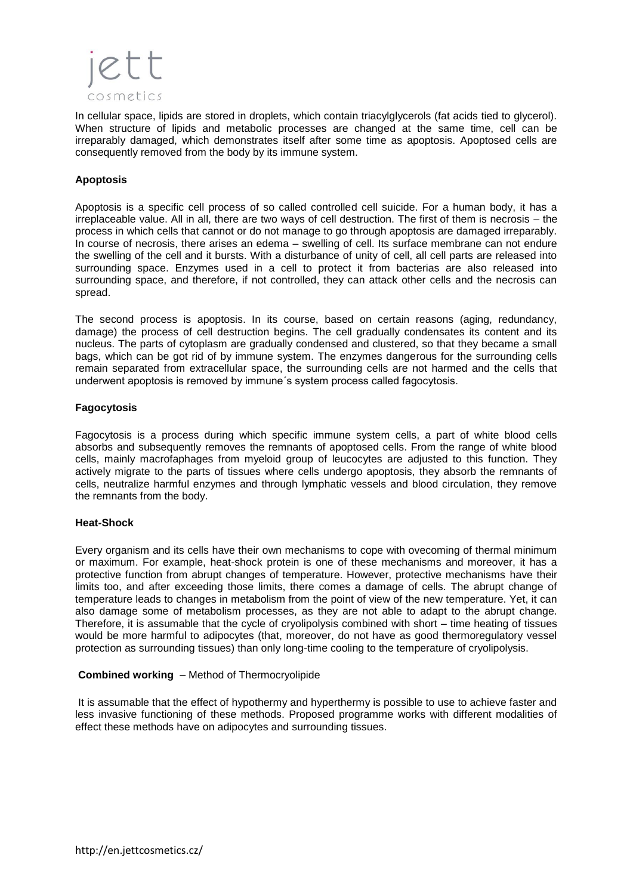In cellular space, lipids are stored in droplets, which contain triacylglycerols (fat acids tied to glycerol). When structure of lipids and metabolic processes are changed at the same time, cell can be irreparably damaged, which demonstrates itself after some time as apoptosis. Apoptosed cells are consequently removed from the body by its immune system.

**Apoptosis**

Apoptosis is a specific cell process of so called controlled cell suicide. For a human body, it has a irreplaceable value. All in all, there are two ways of cell destruction. The first of them is necrosis – the process in which cells that cannot or do not manage to go through apoptosis are damaged irreparably. In course of necrosis, there arises an edema – swelling of cell. Its surface membrane can not endure the swelling of the cell and it bursts. With a disturbance of unity of cell, all cell parts are released into surrounding space. Enzymes used in a cell to protect it from bacterias are also released into surrounding space, and therefore, if not controlled, they can attack other cells and the necrosis can spread.

The second process is apoptosis. In its course, based on certain reasons (aging, redundancy, damage) the process of cell destruction begins. The cell gradually condensates its content and its nucleus. The parts of cytoplasm are gradually condensed and clustered, so that they became a small bags, which can be got rid of by immune system. The enzymes dangerous for the surrounding cells remain separated from extracellular space, the surrounding cells are not harmed and the cells that underwent apoptosis is removed by immune´s system process called fagocytosis.

**Fagocytosis**

Fagocytosis is a process during which specific immune system cells, a part of white blood cells absorbs and subsequently removes the remnants of apoptosed cells. From the range of white blood cells, mainly macrofaphages from myeloid group of leucocytes are adjusted to this function. They actively migrate to the parts of tissues where cells undergo apoptosis, they absorb the remnants of cells, neutralize harmful enzymes and through lymphatic vessels and blood circulation, they remove the remnants from the body.

**Heat-Shock**

Every organism and its cells have their own mechanisms to cope with ovecoming of thermal minimum or maximum. For example, heat-shock protein is one of these mechanisms and moreover, it has a protective function from abrupt changes of temperature. However, protective mechanisms have their limits too, and after exceeding those limits, there comes a damage of cells. The abrupt change of temperature leads to changes in metabolism from the point of view of the new temperature. Yet, it can also damage some of metabolism processes, as they are not able to adapt to the abrupt change. Therefore, it is assumable that the cycle of cryolipolysis combined with short – time heating of tissues would be more harmful to adipocytes (that, moreover, do not have as good thermoregulatory vessel protection as surrounding tissues) than only long-time cooling to the temperature of cryolipolysis.

**Combined working** – Method of Thermocryolipide

It is assumable that the effect of hypothermy and hyperthermy is possible to use to achieve faster and less invasive functioning of these methods. Proposed programme works with different modalities of effect these methods have on adipocytes and surrounding tissues.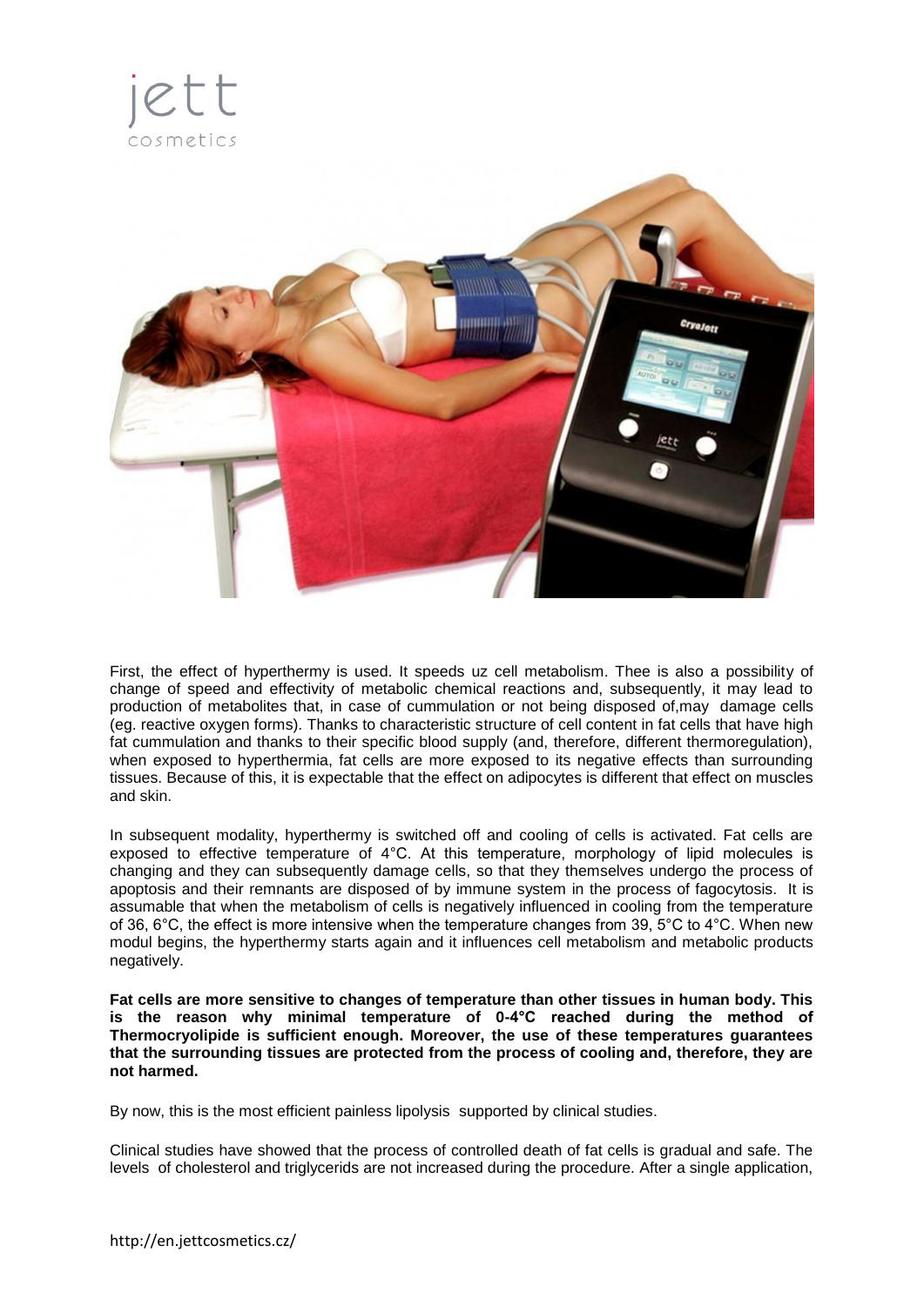jett
cosmetics

First, the effect of hyperthermy is used. It speeds uz cell metabolism. Thee is also a possibility of change of speed and effectivity of metabolic chemical reactions and, subsequently, it may lead to production of metabolites that, in case of cummulation or not being disposed of,may damage cells (eg. reactive oxygen forms). Thanks to characteristic structure of cell content in fat cells that have high fat cummulation and thanks to their specific blood supply (and, therefore, different thermoregulation), when exposed to hyperthermia, fat cells are more exposed to its negative effects than surrounding tissues. Because of this, it is expectable that the effect on adipocytes is different that effect on muscles and skin.

In subsequent modality, hyperthermy is switched off and cooling of cells is activated. Fat cells are exposed to effective temperature of 4°C. At this temperature, morphology of lipid molecules is changing and they can subsequently damage cells, so that they themselves undergo the process of apoptosis and their remnants are disposed of by immune system in the process of fagocytosis. It is assumable that when the metabolism of cells is negatively influenced in cooling from the temperature of 36, 6°C, the effect is more intensive when the temperature changes from 39, 5°C to 4°C. When new modul begins, the hyperthermy starts again and it influences cell metabolism and metabolic products negatively.

**Fat cells are more sensitive to changes of temperature than other tissues in human body. This is the reason why minimal temperature of 0-4°C reached during the method of Thermocryolipide is sufficient enough. Moreover, the use of these temperatures guarantees that the surrounding tissues are protected from the process of cooling and, therefore, they are not harmed.**

By now, this is the most efficient painless lipolysis supported by clinical studies.

Clinical studies have showed that the process of controlled death of fat cells is gradual and safe. The levels of cholesterol and triglycerids are not increased during the procedure. After a single application,

http://en.jettcosmetics.cz/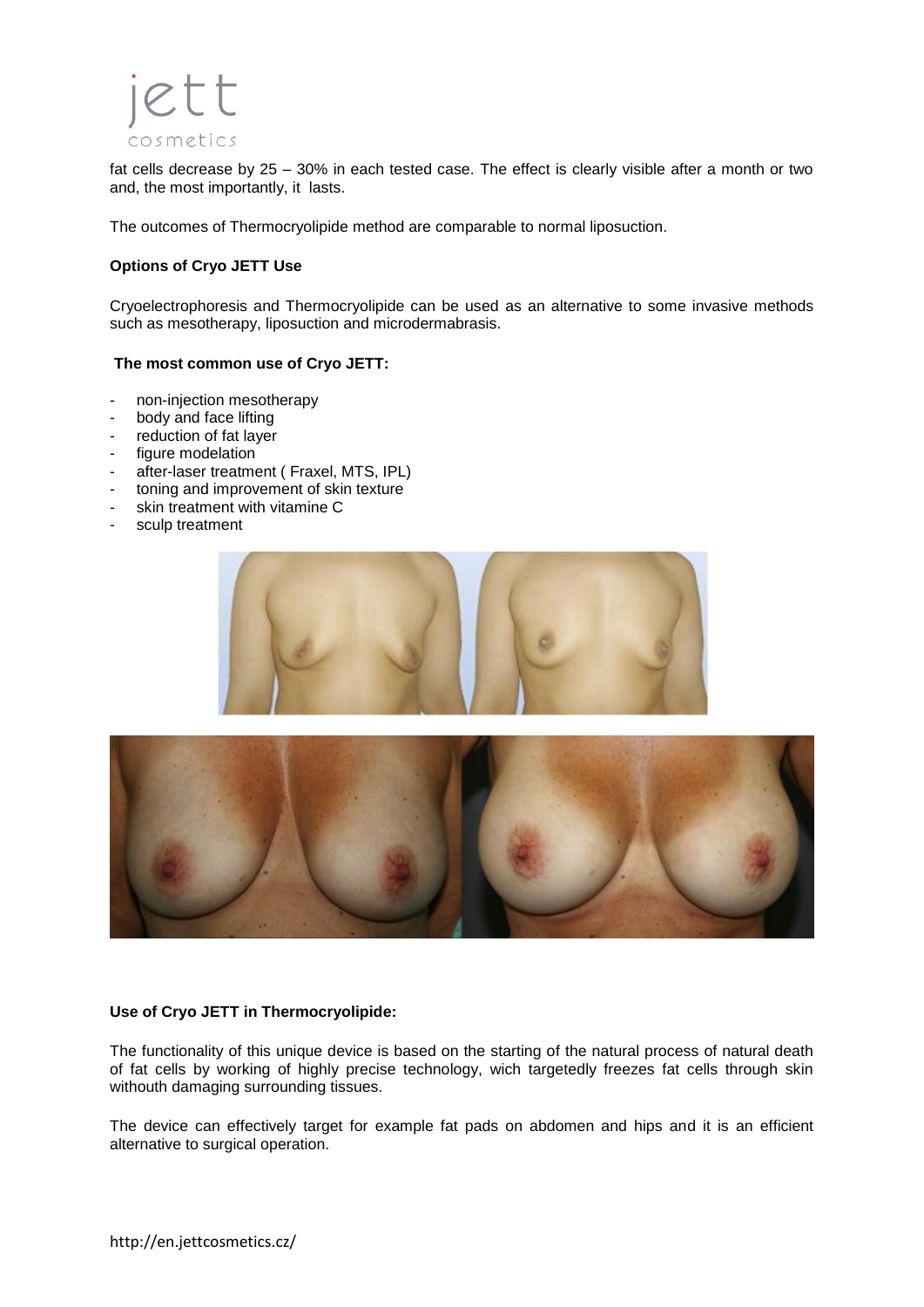fat cells decrease by 25 – 30% in each tested case. The effect is clearly visible after a month or two and, the most importantly, it lasts.

The outcomes of Thermocryolipide method are comparable to normal liposuction.

**Options of Cryo JETT Use**

Cryoelectrophoresis and Thermocryolipide can be used as an alternative to some invasive methods such as mesotherapy, liposuction and microdermabrasis.

**The most common use of Cryo JETT:**

- non-injection mesotherapy
- body and face lifting
- reduction of fat layer
- figure modelation
- after-laser treatment ( Fraxel, MTS, IPL)
- toning and improvement of skin texture
- skin treatment with vitamine C
- sculp treatment

**Use of Cryo JETT in Thermocryolipide:**

The functionality of this unique device is based on the starting of the natural process of natural death of fat cells by working of highly precise technology, wich targetedly freezes fat cells through skin withouth damaging surrounding tissues.

The device can effectively target for example fat pads on abdomen and hips and it is an efficient alternative to surgical operation.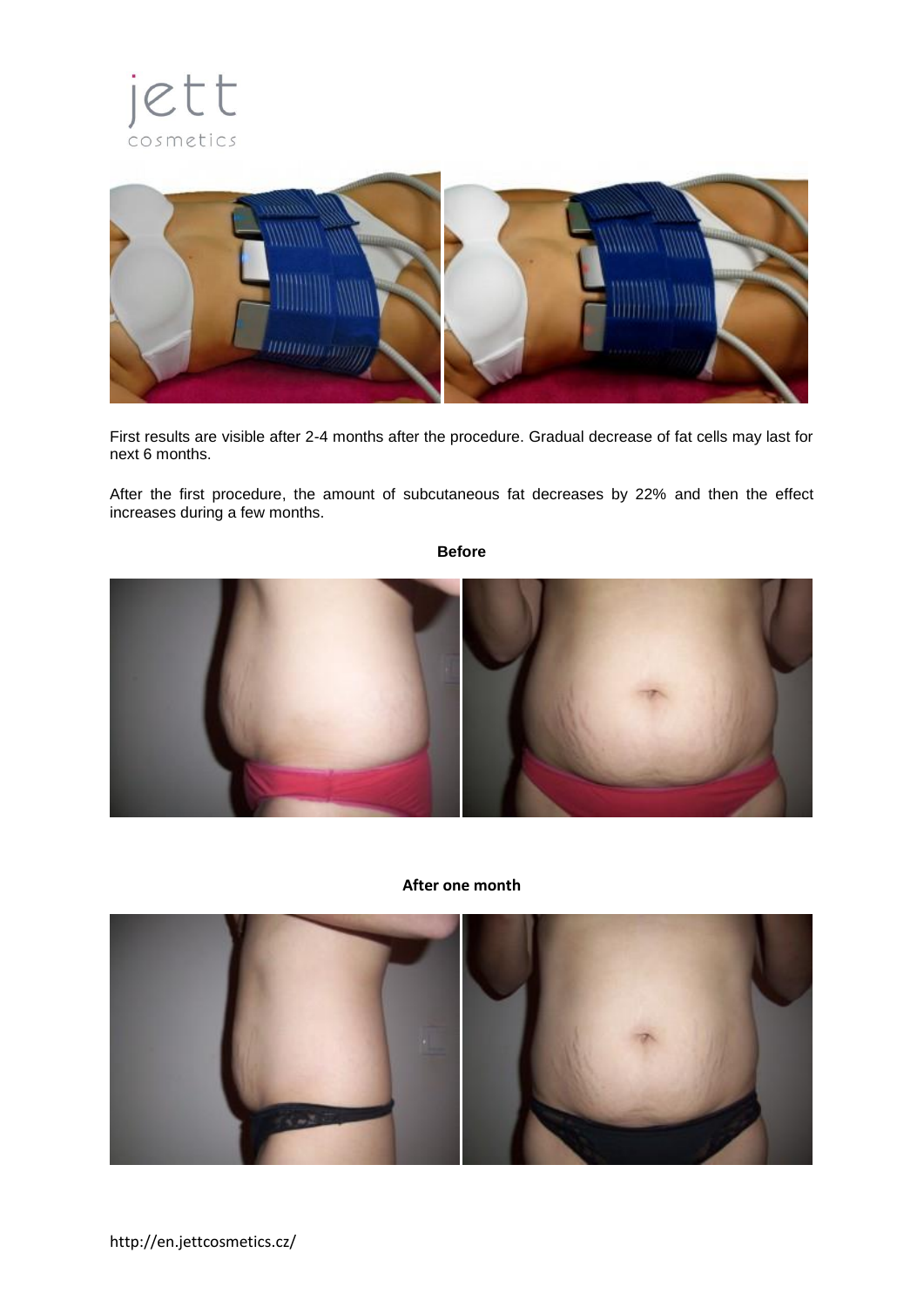First results are visible after 2-4 months after the procedure. Gradual decrease of fat cells may last for next 6 months.

After the first procedure, the amount of subcutaneous fat decreases by 22% and then the effect increases during a few months.

**Before**

**After one month**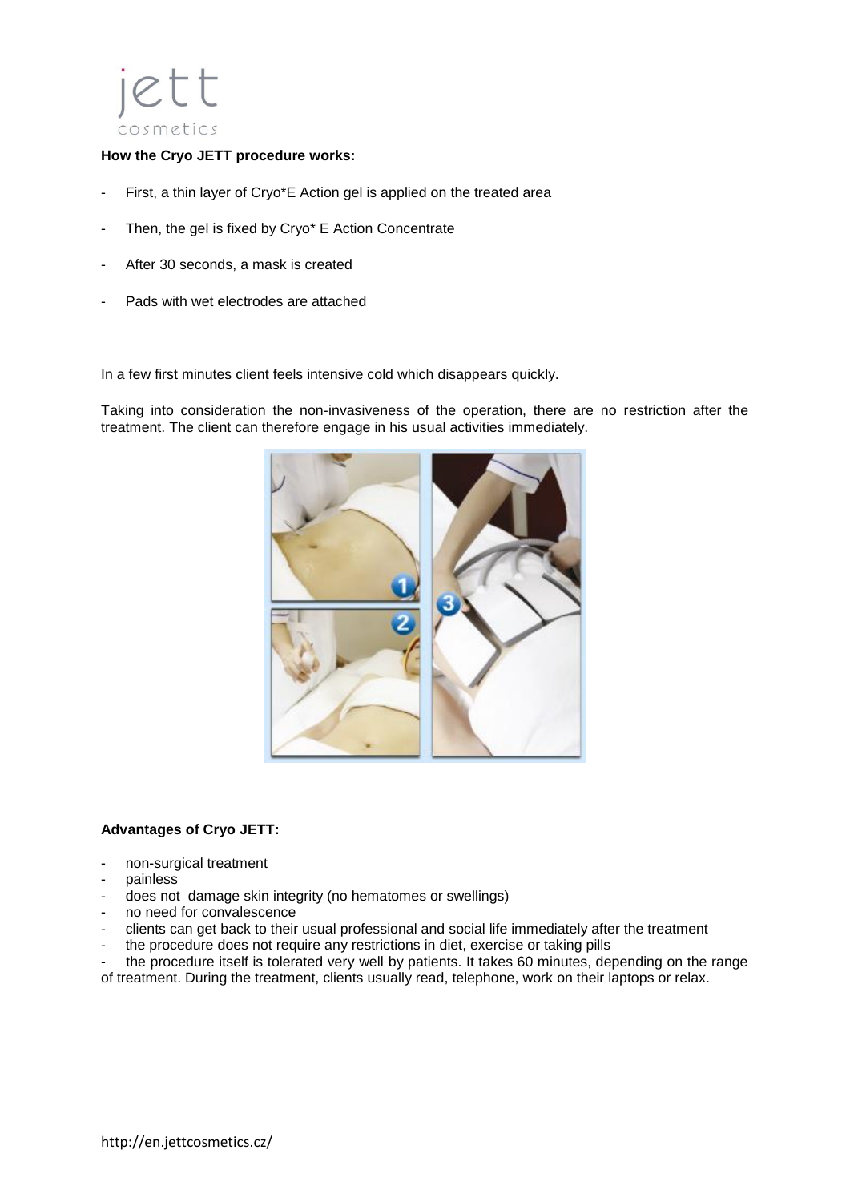**How the Cryo JETT procedure works:**

- First, a thin layer of Cryo*E Action gel is applied on the treated area
- Then, the gel is fixed by Cryo* E Action Concentrate
- After 30 seconds, a mask is created
- Pads with wet electrodes are attached

In a few first minutes client feels intensive cold which disappears quickly.

Taking into consideration the non-invasiveness of the operation, there are no restriction after the treatment. The client can therefore engage in his usual activities immediately.

**Advantages of Cryo JETT:**

- non-surgical treatment
- painless
- does not damage skin integrity (no hematomes or swellings)
- no need for convalescence
- clients can get back to their usual professional and social life immediately after the treatment
- the procedure does not require any restrictions in diet, exercise or taking pills
- the procedure itself is tolerated very well by patients. It takes 60 minutes, depending on the range of treatment. During the treatment, clients usually read, telephone, work on their laptops or relax.

http://en.jettcosmetics.cz/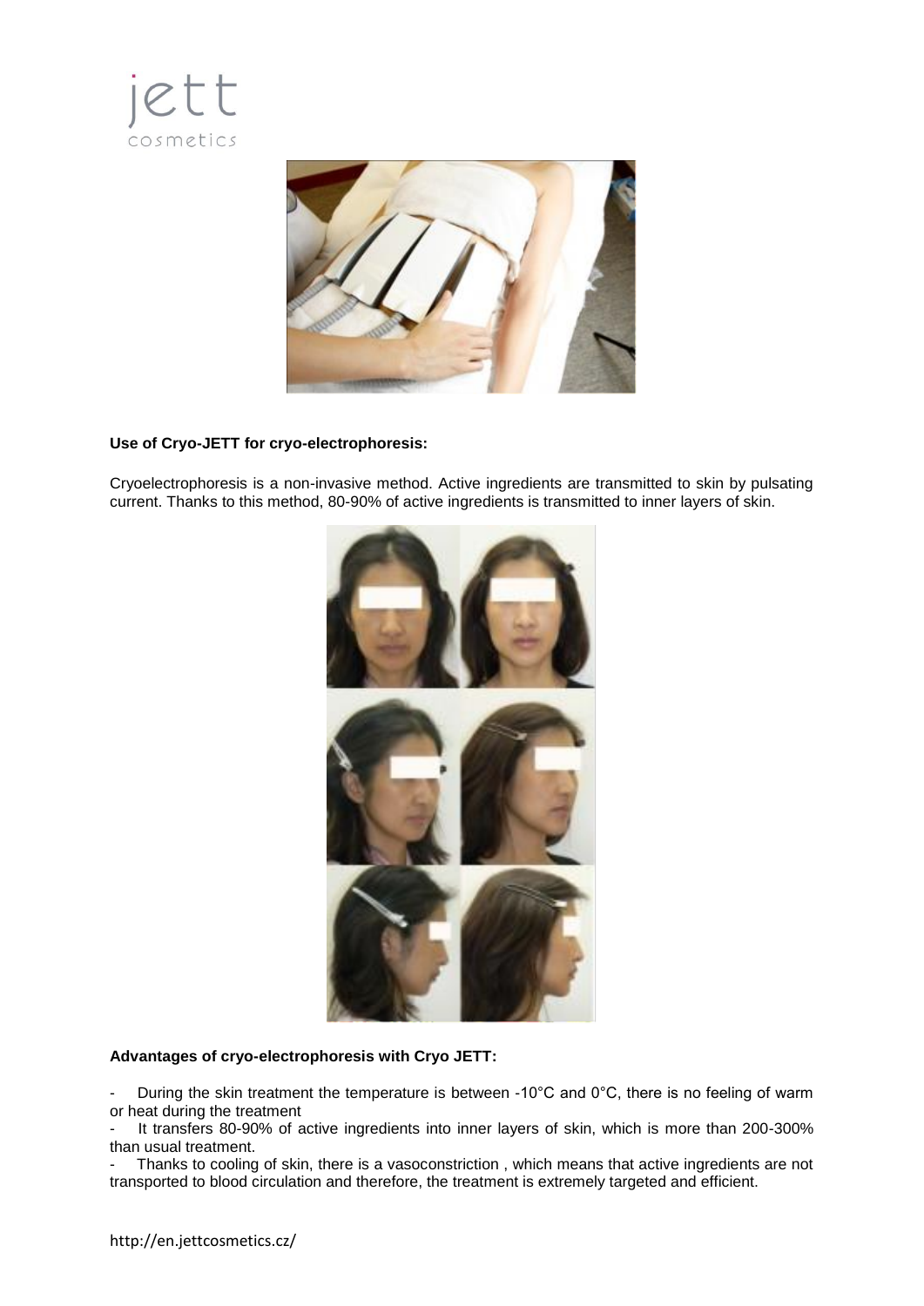**Use of Cryo-JETT for cryo-electrophoresis:**

Cryoelectrophoresis is a non-invasive method. Active ingredients are transmitted to skin by pulsating current. Thanks to this method, 80-90% of active ingredients is transmitted to inner layers of skin.

**Advantages of cryo-electrophoresis with Cryo JETT:**

- During the skin treatment the temperature is between -10°C and 0°C, there is no feeling of warm or heat during the treatment
- It transfers 80-90% of active ingredients into inner layers of skin, which is more than 200-300% than usual treatment.
- Thanks to cooling of skin, there is a vasoconstriction , which means that active ingredients are not transported to blood circulation and therefore, the treatment is extremely targeted and efficient.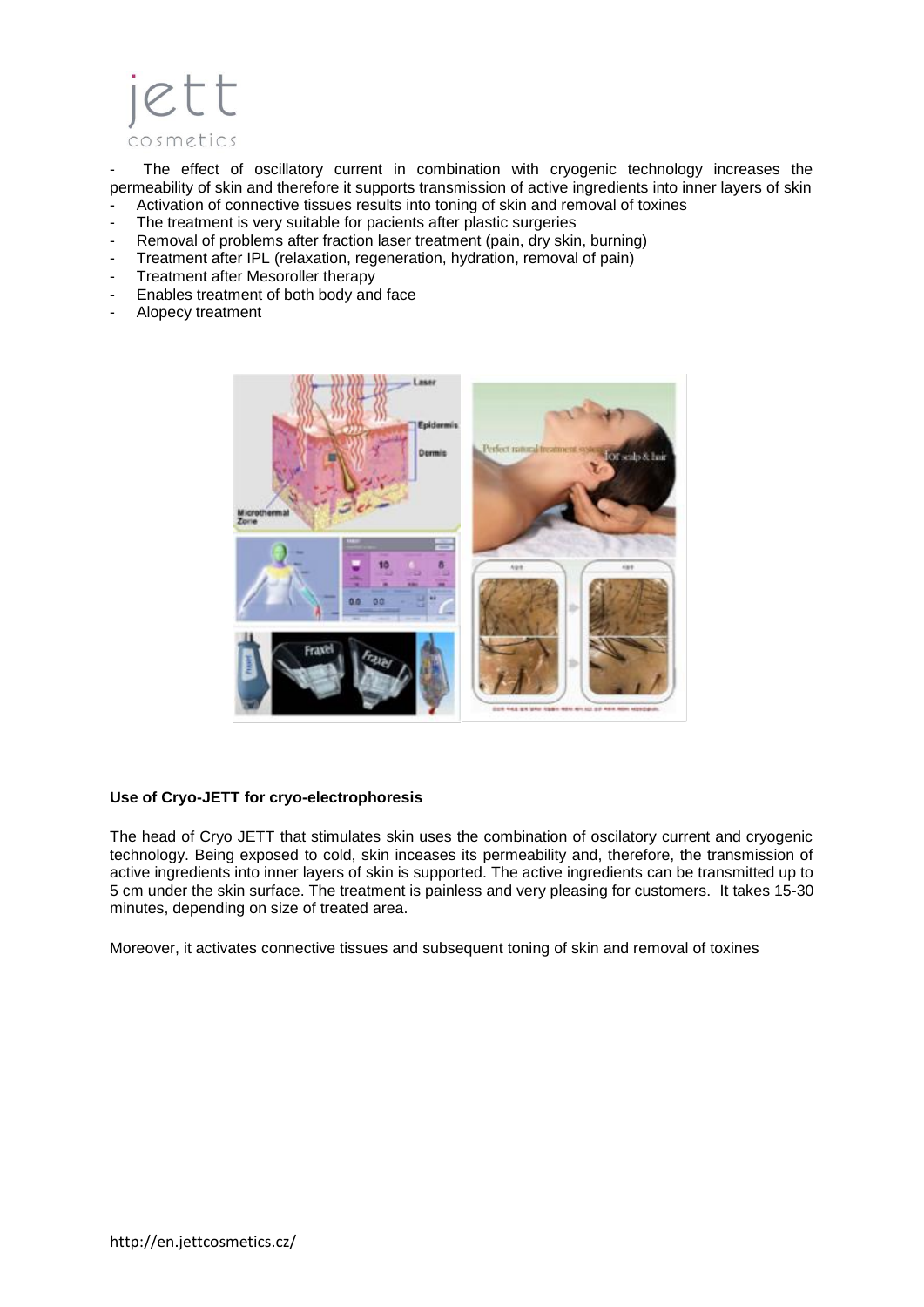- The effect of oscillatory current in combination with cryogenic technology increases the permeability of skin and therefore it supports transmission of active ingredients into inner layers of skin
- Activation of connective tissues results into toning of skin and removal of toxines
- The treatment is very suitable for pacients after plastic surgeries
- Removal of problems after fraction laser treatment (pain, dry skin, burning)
- Treatment after IPL (relaxation, regeneration, hydration, removal of pain)
- Treatment after Mesoroller therapy
- Enables treatment of both body and face
- Alopecy treatment

**Use of Cryo-JETT for cryo-electrophoresis**

The head of Cryo JETT that stimulates skin uses the combination of oscilatory current and cryogenic technology. Being exposed to cold, skin inceases its permeability and, therefore, the transmission of active ingredients into inner layers of skin is supported. The active ingredients can be transmitted up to 5 cm under the skin surface. The treatment is painless and very pleasing for customers. It takes 15-30 minutes, depending on size of treated area.

Moreover, it activates connective tissues and subsequent toning of skin and removal of toxines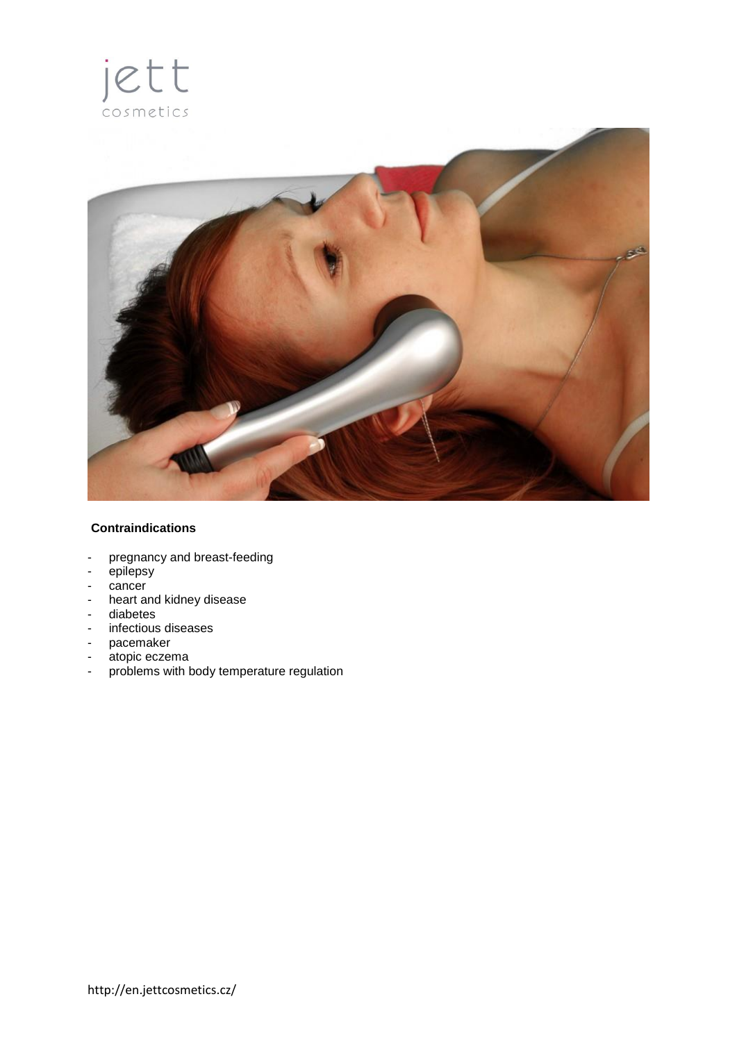**Contraindications**

- pregnancy and breast-feeding
- epilepsy
- cancer
- heart and kidney disease
- diabetes
- infectious diseases
- pacemaker
- atopic eczema
- problems with body temperature regulation